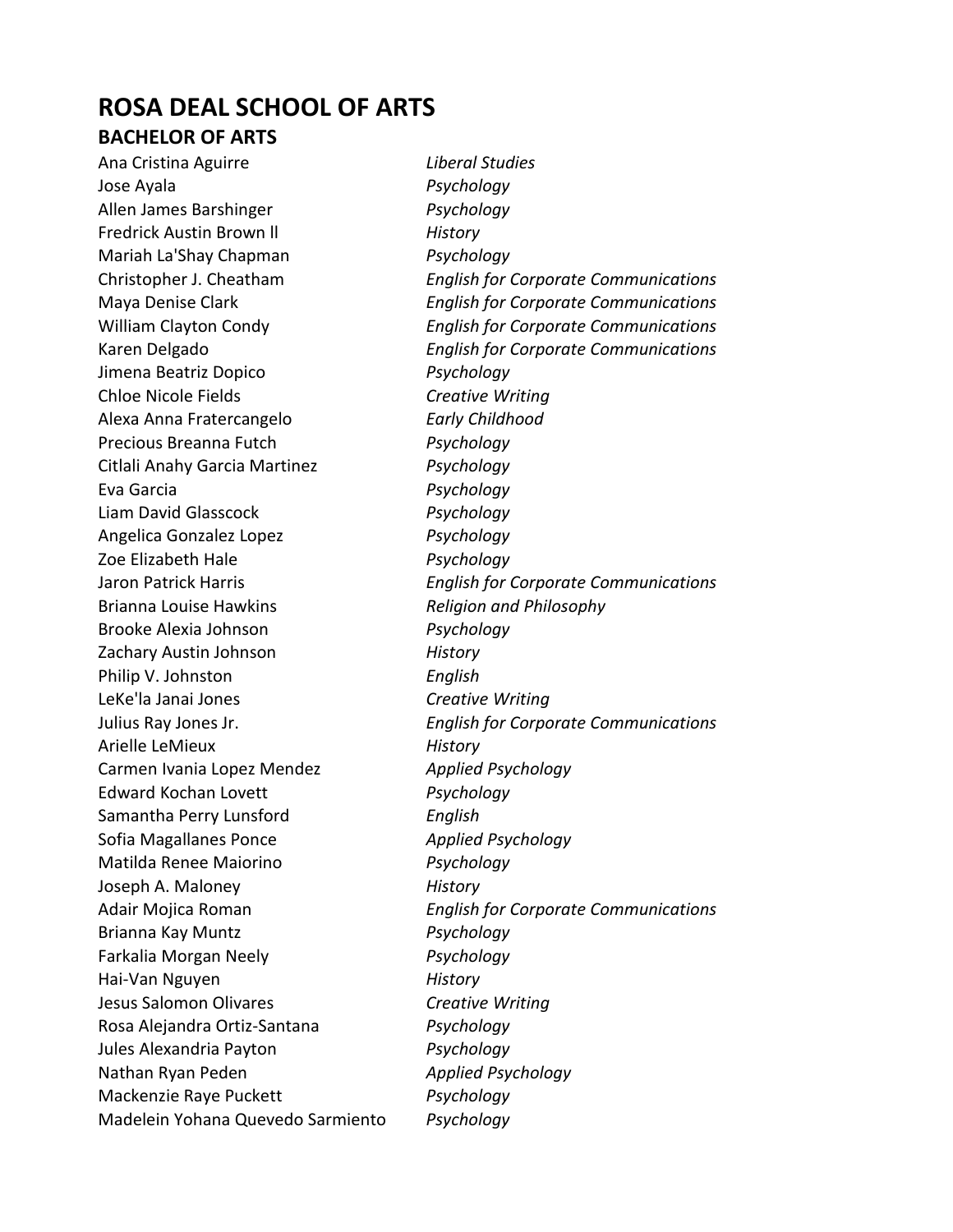# ROSA DEAL SCHOOL OF ARTS

## BACHELOR OF ARTS

| | |
|---|---|
| Ana Cristina Aguirre | *Liberal Studies* |
| Jose Ayala | *Psychology* |
| Allen James Barshinger | *Psychology* |
| Fredrick Austin Brown ll | *History* |
| Mariah La'Shay Chapman | *Psychology* |
| Christopher J. Cheatham | *English for Corporate Communications* |
| Maya Denise Clark | *English for Corporate Communications* |
| William Clayton Condy | *English for Corporate Communications* |
| Karen Delgado | *English for Corporate Communications* |
| Jimena Beatriz Dopico | *Psychology* |
| Chloe Nicole Fields | *Creative Writing* |
| Alexa Anna Fratercangelo | *Early Childhood* |
| Precious Breanna Futch | *Psychology* |
| Citlali Anahy Garcia Martinez | *Psychology* |
| Eva Garcia | *Psychology* |
| Liam David Glasscock | *Psychology* |
| Angelica Gonzalez Lopez | *Psychology* |
| Zoe Elizabeth Hale | *Psychology* |
| Jaron Patrick Harris | *English for Corporate Communications* |
| Brianna Louise Hawkins | *Religion and Philosophy* |
| Brooke Alexia Johnson | *Psychology* |
| Zachary Austin Johnson | *History* |
| Philip V. Johnston | *English* |
| LeKe'la Janai Jones | *Creative Writing* |
| Julius Ray Jones Jr. | *English for Corporate Communications* |
| Arielle LeMieux | *History* |
| Carmen Ivania Lopez Mendez | *Applied Psychology* |
| Edward Kochan Lovett | *Psychology* |
| Samantha Perry Lunsford | *English* |
| Sofia Magallanes Ponce | *Applied Psychology* |
| Matilda Renee Maiorino | *Psychology* |
| Joseph A. Maloney | *History* |
| Adair Mojica Roman | *English for Corporate Communications* |
| Brianna Kay Muntz | *Psychology* |
| Farkalia Morgan Neely | *Psychology* |
| Hai-Van Nguyen | *History* |
| Jesus Salomon Olivares | *Creative Writing* |
| Rosa Alejandra Ortiz-Santana | *Psychology* |
| Jules Alexandria Payton | *Psychology* |
| Nathan Ryan Peden | *Applied Psychology* |
| Mackenzie Raye Puckett | *Psychology* |
| Madelein Yohana Quevedo Sarmiento | *Psychology* |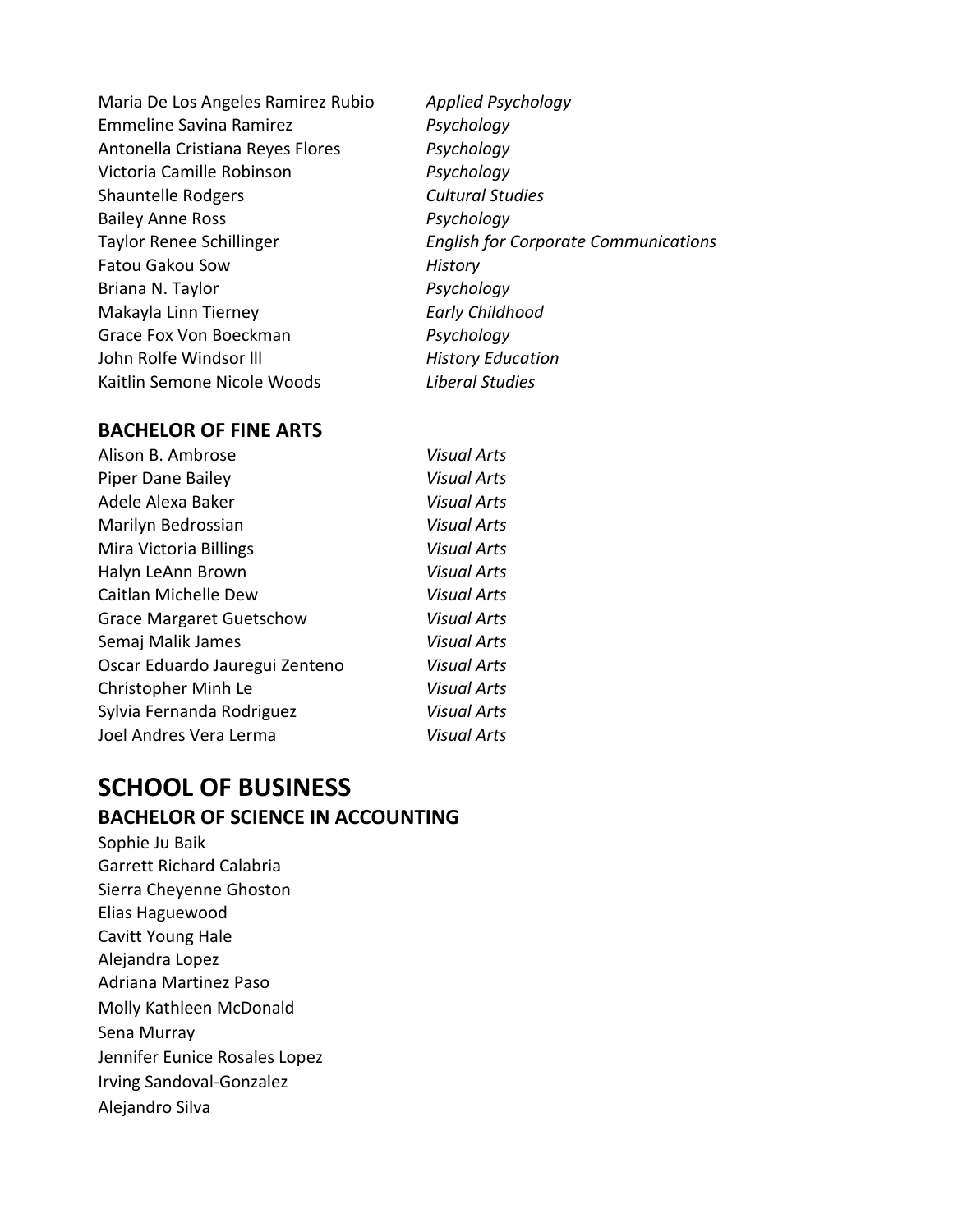| | |
|---|---|
| Maria De Los Angeles Ramirez Rubio | *Applied Psychology* |
| Emmeline Savina Ramirez | *Psychology* |
| Antonella Cristiana Reyes Flores | *Psychology* |
| Victoria Camille Robinson | *Psychology* |
| Shauntelle Rodgers | *Cultural Studies* |
| Bailey Anne Ross | *Psychology* |
| Taylor Renee Schillinger | *English for Corporate Communications* |
| Fatou Gakou Sow | *History* |
| Briana N. Taylor | *Psychology* |
| Makayla Linn Tierney | *Early Childhood* |
| Grace Fox Von Boeckman | *Psychology* |
| John Rolfe Windsor lll | *History Education* |
| Kaitlin Semone Nicole Woods | *Liberal Studies* |

### BACHELOR OF FINE ARTS

| | |
|---|---|
| Alison B. Ambrose | *Visual Arts* |
| Piper Dane Bailey | *Visual Arts* |
| Adele Alexa Baker | *Visual Arts* |
| Marilyn Bedrossian | *Visual Arts* |
| Mira Victoria Billings | *Visual Arts* |
| Halyn LeAnn Brown | *Visual Arts* |
| Caitlan Michelle Dew | *Visual Arts* |
| Grace Margaret Guetschow | *Visual Arts* |
| Semaj Malik James | *Visual Arts* |
| Oscar Eduardo Jauregui Zenteno | *Visual Arts* |
| Christopher Minh Le | *Visual Arts* |
| Sylvia Fernanda Rodriguez | *Visual Arts* |
| Joel Andres Vera Lerma | *Visual Arts* |

## SCHOOL OF BUSINESS

### BACHELOR OF SCIENCE IN ACCOUNTING

Sophie Ju Baik
Garrett Richard Calabria
Sierra Cheyenne Ghoston
Elias Haguewood
Cavitt Young Hale
Alejandra Lopez
Adriana Martinez Paso
Molly Kathleen McDonald
Sena Murray
Jennifer Eunice Rosales Lopez
Irving Sandoval-Gonzalez
Alejandro Silva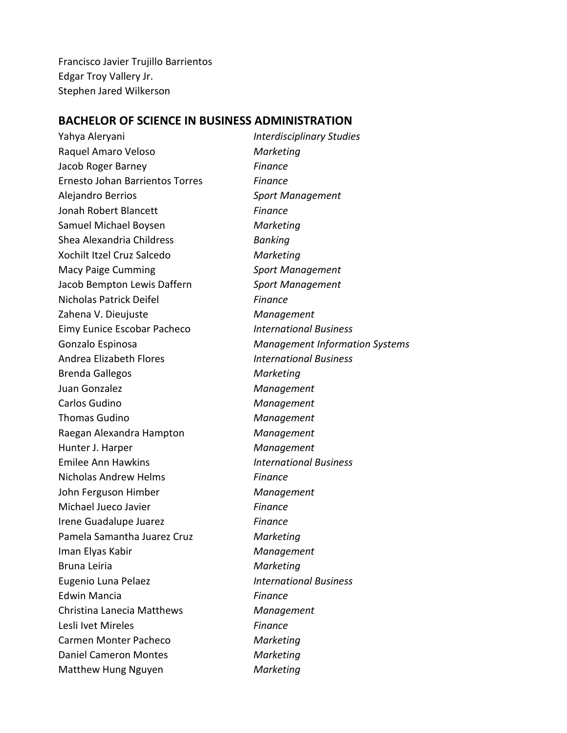Francisco Javier Trujillo Barrientos
Edgar Troy Vallery Jr.
Stephen Jared Wilkerson

## BACHELOR OF SCIENCE IN BUSINESS ADMINISTRATION

| | |
|---|---|
| Yahya Aleryani | *Interdisciplinary Studies* |
| Raquel Amaro Veloso | *Marketing* |
| Jacob Roger Barney | *Finance* |
| Ernesto Johan Barrientos Torres | *Finance* |
| Alejandro Berrios | *Sport Management* |
| Jonah Robert Blancett | *Finance* |
| Samuel Michael Boysen | *Marketing* |
| Shea Alexandria Childress | *Banking* |
| Xochilt Itzel Cruz Salcedo | *Marketing* |
| Macy Paige Cumming | *Sport Management* |
| Jacob Bempton Lewis Daffern | *Sport Management* |
| Nicholas Patrick Deifel | *Finance* |
| Zahena V. Dieujuste | *Management* |
| Eimy Eunice Escobar Pacheco | *International Business* |
| Gonzalo Espinosa | *Management Information Systems* |
| Andrea Elizabeth Flores | *International Business* |
| Brenda Gallegos | *Marketing* |
| Juan Gonzalez | *Management* |
| Carlos Gudino | *Management* |
| Thomas Gudino | *Management* |
| Raegan Alexandra Hampton | *Management* |
| Hunter J. Harper | *Management* |
| Emilee Ann Hawkins | *International Business* |
| Nicholas Andrew Helms | *Finance* |
| John Ferguson Himber | *Management* |
| Michael Jueco Javier | *Finance* |
| Irene Guadalupe Juarez | *Finance* |
| Pamela Samantha Juarez Cruz | *Marketing* |
| Iman Elyas Kabir | *Management* |
| Bruna Leiria | *Marketing* |
| Eugenio Luna Pelaez | *International Business* |
| Edwin Mancia | *Finance* |
| Christina Lanecia Matthews | *Management* |
| Lesli Ivet Mireles | *Finance* |
| Carmen Monter Pacheco | *Marketing* |
| Daniel Cameron Montes | *Marketing* |
| Matthew Hung Nguyen | *Marketing* |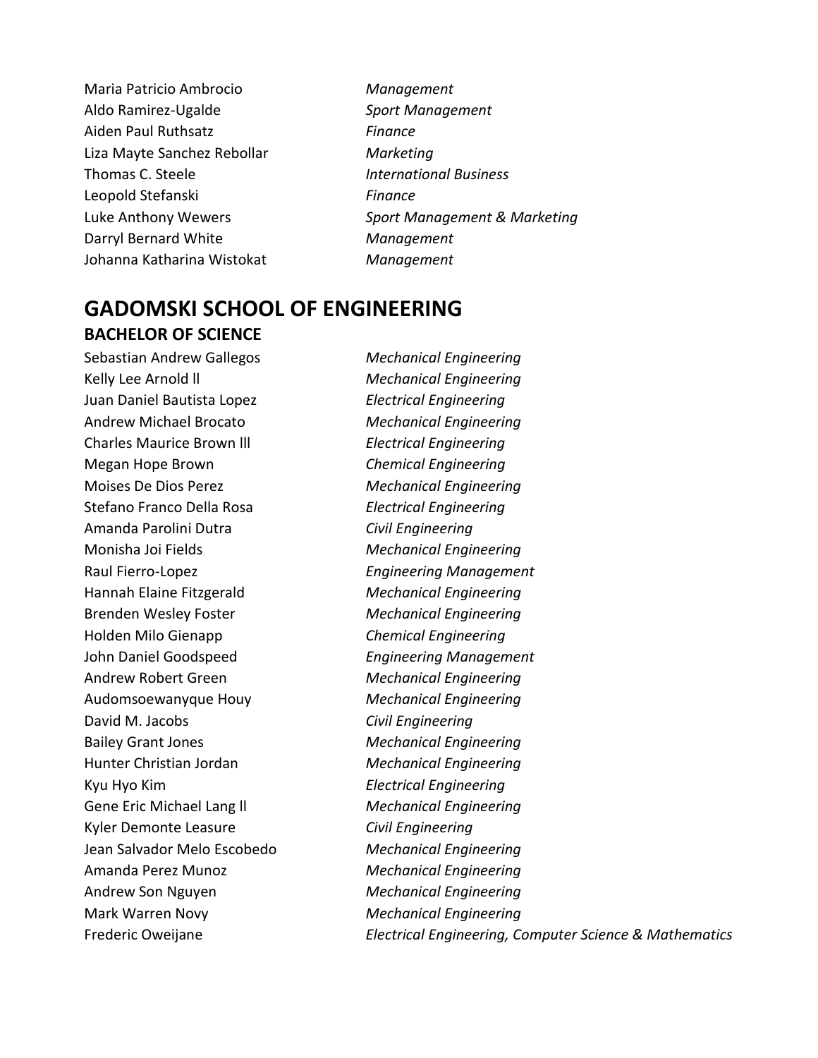| | |
|---|---|
| Maria Patricio Ambrocio | *Management* |
| Aldo Ramirez-Ugalde | *Sport Management* |
| Aiden Paul Ruthsatz | *Finance* |
| Liza Mayte Sanchez Rebollar | *Marketing* |
| Thomas C. Steele | *International Business* |
| Leopold Stefanski | *Finance* |
| Luke Anthony Wewers | *Sport Management & Marketing* |
| Darryl Bernard White | *Management* |
| Johanna Katharina Wistokat | *Management* |

# GADOMSKI SCHOOL OF ENGINEERING

## BACHELOR OF SCIENCE

| | |
|---|---|
| Sebastian Andrew Gallegos | *Mechanical Engineering* |
| Kelly Lee Arnold ll | *Mechanical Engineering* |
| Juan Daniel Bautista Lopez | *Electrical Engineering* |
| Andrew Michael Brocato | *Mechanical Engineering* |
| Charles Maurice Brown lll | *Electrical Engineering* |
| Megan Hope Brown | *Chemical Engineering* |
| Moises De Dios Perez | *Mechanical Engineering* |
| Stefano Franco Della Rosa | *Electrical Engineering* |
| Amanda Parolini Dutra | *Civil Engineering* |
| Monisha Joi Fields | *Mechanical Engineering* |
| Raul Fierro-Lopez | *Engineering Management* |
| Hannah Elaine Fitzgerald | *Mechanical Engineering* |
| Brenden Wesley Foster | *Mechanical Engineering* |
| Holden Milo Gienapp | *Chemical Engineering* |
| John Daniel Goodspeed | *Engineering Management* |
| Andrew Robert Green | *Mechanical Engineering* |
| Audomsoewanyque Houy | *Mechanical Engineering* |
| David M. Jacobs | *Civil Engineering* |
| Bailey Grant Jones | *Mechanical Engineering* |
| Hunter Christian Jordan | *Mechanical Engineering* |
| Kyu Hyo Kim | *Electrical Engineering* |
| Gene Eric Michael Lang ll | *Mechanical Engineering* |
| Kyler Demonte Leasure | *Civil Engineering* |
| Jean Salvador Melo Escobedo | *Mechanical Engineering* |
| Amanda Perez Munoz | *Mechanical Engineering* |
| Andrew Son Nguyen | *Mechanical Engineering* |
| Mark Warren Novy | *Mechanical Engineering* |
| Frederic Oweijane | *Electrical Engineering, Computer Science & Mathematics* |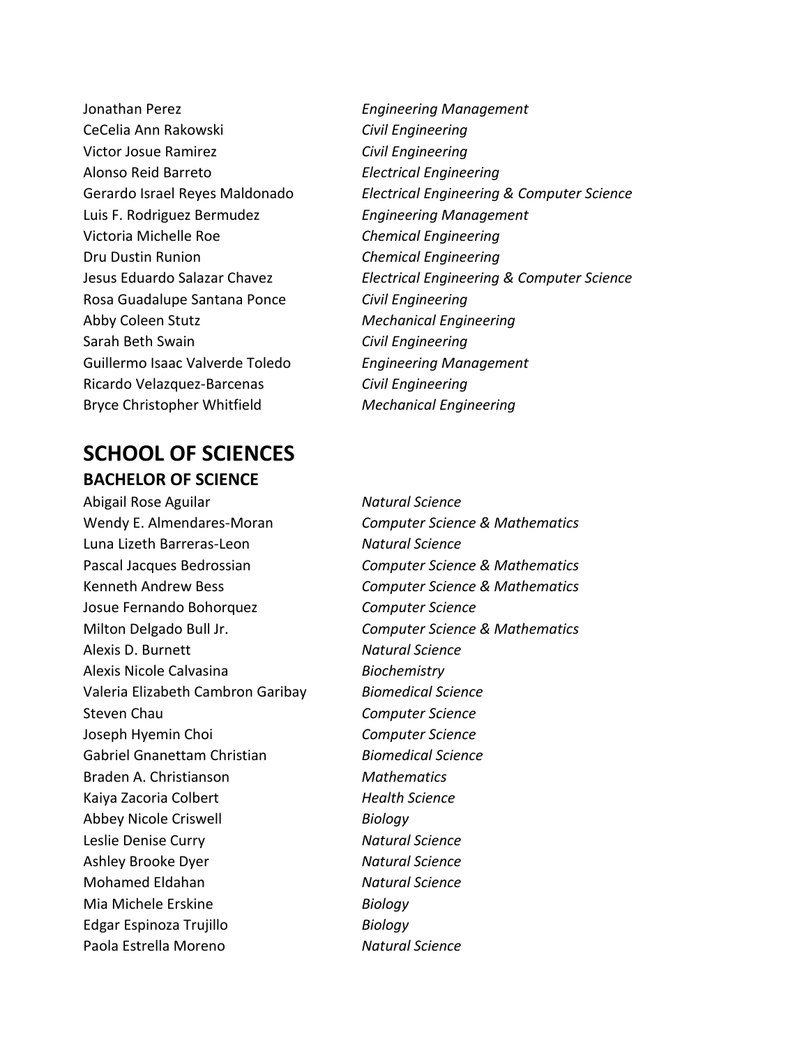Jonathan Perez *Engineering Management*
CeCelia Ann Rakowski *Civil Engineering*
Victor Josue Ramirez *Civil Engineering*
Alonso Reid Barreto *Electrical Engineering*
Gerardo Israel Reyes Maldonado *Electrical Engineering & Computer Science*
Luis F. Rodriguez Bermudez *Engineering Management*
Victoria Michelle Roe *Chemical Engineering*
Dru Dustin Runion *Chemical Engineering*
Jesus Eduardo Salazar Chavez *Electrical Engineering & Computer Science*
Rosa Guadalupe Santana Ponce *Civil Engineering*
Abby Coleen Stutz *Mechanical Engineering*
Sarah Beth Swain *Civil Engineering*
Guillermo Isaac Valverde Toledo *Engineering Management*
Ricardo Velazquez-Barcenas *Civil Engineering*
Bryce Christopher Whitfield *Mechanical Engineering*

# SCHOOL OF SCIENCES

## BACHELOR OF SCIENCE

Abigail Rose Aguilar *Natural Science*
Wendy E. Almendares-Moran *Computer Science & Mathematics*
Luna Lizeth Barreras-Leon *Natural Science*
Pascal Jacques Bedrossian *Computer Science & Mathematics*
Kenneth Andrew Bess *Computer Science & Mathematics*
Josue Fernando Bohorquez *Computer Science*
Milton Delgado Bull Jr. *Computer Science & Mathematics*
Alexis D. Burnett *Natural Science*
Alexis Nicole Calvasina *Biochemistry*
Valeria Elizabeth Cambron Garibay *Biomedical Science*
Steven Chau *Computer Science*
Joseph Hyemin Choi *Computer Science*
Gabriel Gnanettam Christian *Biomedical Science*
Braden A. Christianson *Mathematics*
Kaiya Zacoria Colbert *Health Science*
Abbey Nicole Criswell *Biology*
Leslie Denise Curry *Natural Science*
Ashley Brooke Dyer *Natural Science*
Mohamed Eldahan *Natural Science*
Mia Michele Erskine *Biology*
Edgar Espinoza Trujillo *Biology*
Paola Estrella Moreno *Natural Science*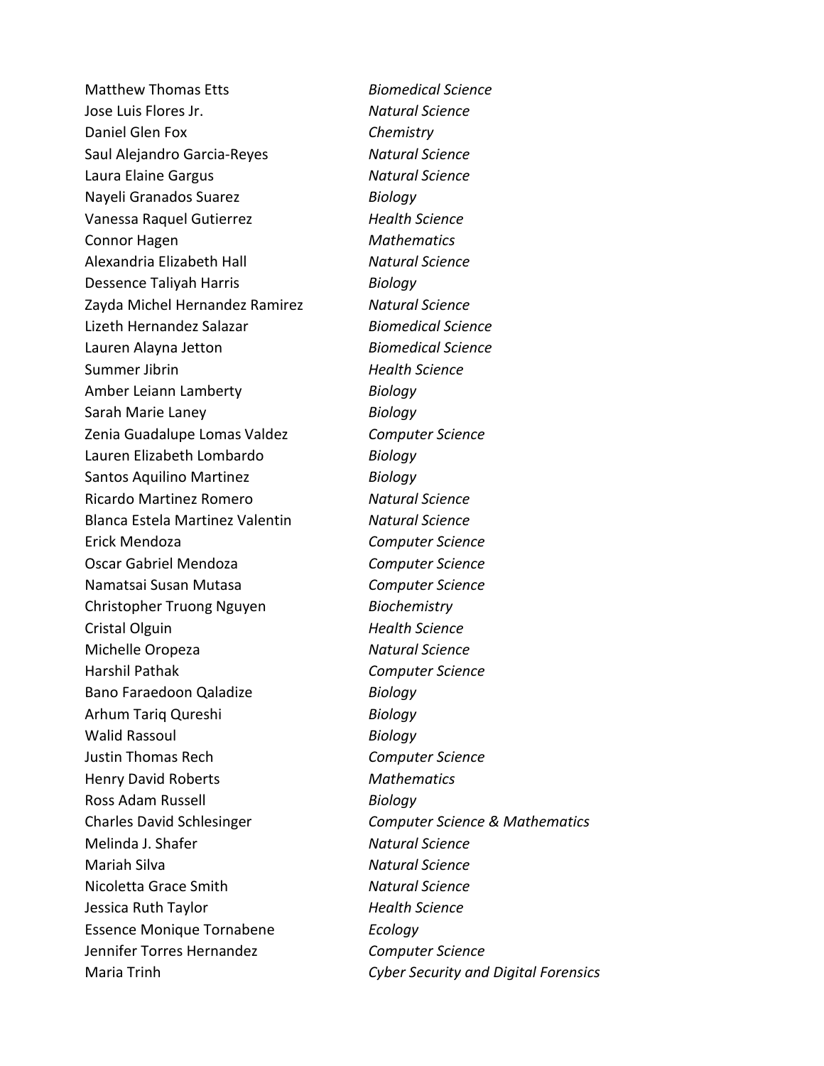Matthew Thomas Etts *Biomedical Science*
Jose Luis Flores Jr. *Natural Science*
Daniel Glen Fox *Chemistry*
Saul Alejandro Garcia-Reyes *Natural Science*
Laura Elaine Gargus *Natural Science*
Nayeli Granados Suarez *Biology*
Vanessa Raquel Gutierrez *Health Science*
Connor Hagen *Mathematics*
Alexandria Elizabeth Hall *Natural Science*
Dessence Taliyah Harris *Biology*
Zayda Michel Hernandez Ramirez *Natural Science*
Lizeth Hernandez Salazar *Biomedical Science*
Lauren Alayna Jetton *Biomedical Science*
Summer Jibrin *Health Science*
Amber Leiann Lamberty *Biology*
Sarah Marie Laney *Biology*
Zenia Guadalupe Lomas Valdez *Computer Science*
Lauren Elizabeth Lombardo *Biology*
Santos Aquilino Martinez *Biology*
Ricardo Martinez Romero *Natural Science*
Blanca Estela Martinez Valentin *Natural Science*
Erick Mendoza *Computer Science*
Oscar Gabriel Mendoza *Computer Science*
Namatsai Susan Mutasa *Computer Science*
Christopher Truong Nguyen *Biochemistry*
Cristal Olguin *Health Science*
Michelle Oropeza *Natural Science*
Harshil Pathak *Computer Science*
Bano Faraedoon Qaladize *Biology*
Arhum Tariq Qureshi *Biology*
Walid Rassoul *Biology*
Justin Thomas Rech *Computer Science*
Henry David Roberts *Mathematics*
Ross Adam Russell *Biology*
Charles David Schlesinger *Computer Science & Mathematics*
Melinda J. Shafer *Natural Science*
Mariah Silva *Natural Science*
Nicoletta Grace Smith *Natural Science*
Jessica Ruth Taylor *Health Science*
Essence Monique Tornabene *Ecology*
Jennifer Torres Hernandez *Computer Science*
Maria Trinh *Cyber Security and Digital Forensics*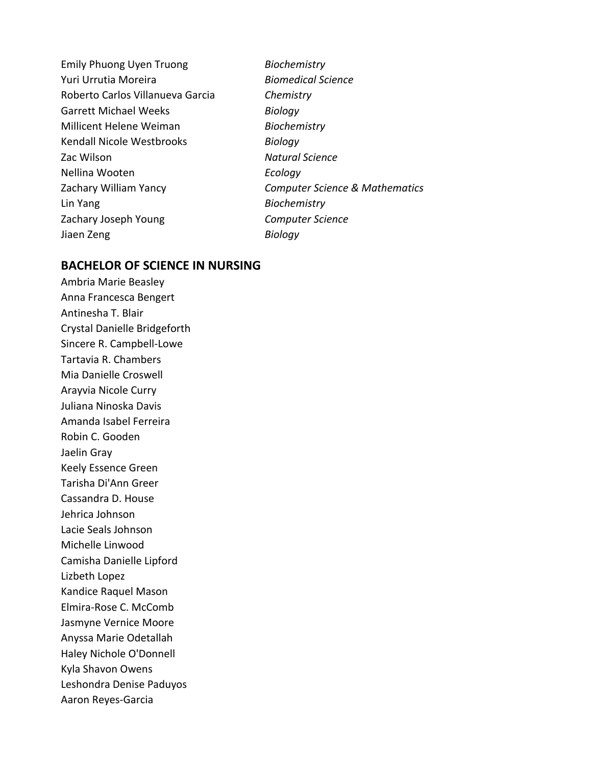| | |
|---|---|
| Emily Phuong Uyen Truong | *Biochemistry* |
| Yuri Urrutia Moreira | *Biomedical Science* |
| Roberto Carlos Villanueva Garcia | *Chemistry* |
| Garrett Michael Weeks | *Biology* |
| Millicent Helene Weiman | *Biochemistry* |
| Kendall Nicole Westbrooks | *Biology* |
| Zac Wilson | *Natural Science* |
| Nellina Wooten | *Ecology* |
| Zachary William Yancy | *Computer Science & Mathematics* |
| Lin Yang | *Biochemistry* |
| Zachary Joseph Young | *Computer Science* |
| Jiaen Zeng | *Biology* |

## BACHELOR OF SCIENCE IN NURSING

Ambria Marie Beasley
Anna Francesca Bengert
Antinesha T. Blair
Crystal Danielle Bridgeforth
Sincere R. Campbell-Lowe
Tartavia R. Chambers
Mia Danielle Croswell
Arayvia Nicole Curry
Juliana Ninoska Davis
Amanda Isabel Ferreira
Robin C. Gooden
Jaelin Gray
Keely Essence Green
Tarisha Di'Ann Greer
Cassandra D. House
Jehrica Johnson
Lacie Seals Johnson
Michelle Linwood
Camisha Danielle Lipford
Lizbeth Lopez
Kandice Raquel Mason
Elmira-Rose C. McComb
Jasmyne Vernice Moore
Anyssa Marie Odetallah
Haley Nichole O'Donnell
Kyla Shavon Owens
Leshondra Denise Paduyos
Aaron Reyes-Garcia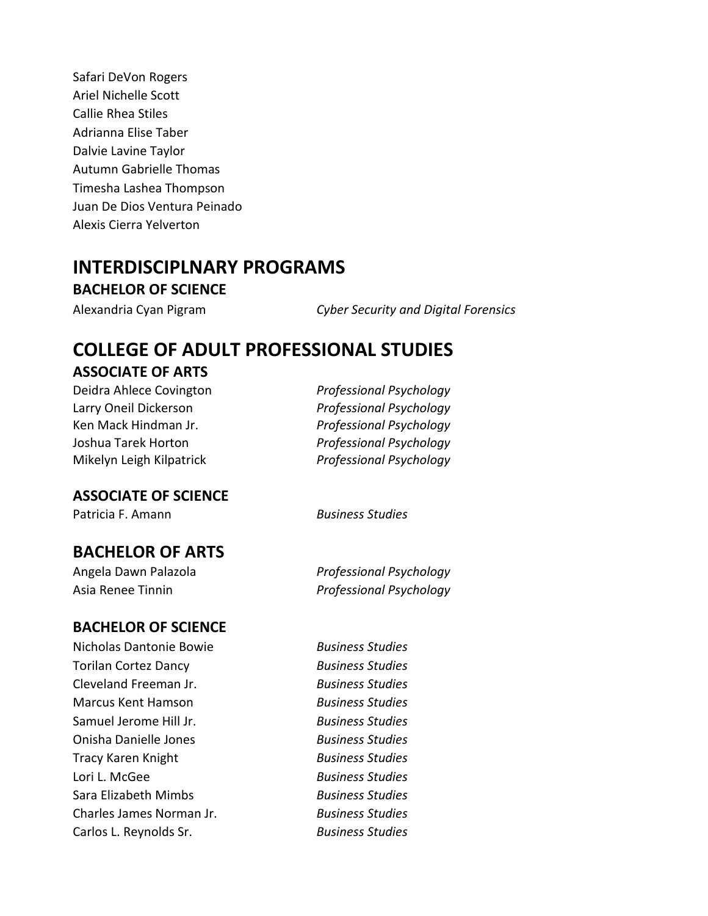Safari DeVon Rogers
Ariel Nichelle Scott
Callie Rhea Stiles
Adrianna Elise Taber
Dalvie Lavine Taylor
Autumn Gabrielle Thomas
Timesha Lashea Thompson
Juan De Dios Ventura Peinado
Alexis Cierra Yelverton

# INTERDISCIPLNARY PROGRAMS

### BACHELOR OF SCIENCE

| | |
|---|---|
| Alexandria Cyan Pigram | *Cyber Security and Digital Forensics* |

# COLLEGE OF ADULT PROFESSIONAL STUDIES

### ASSOCIATE OF ARTS

| | |
|---|---|
| Deidra Ahlece Covington | *Professional Psychology* |
| Larry Oneil Dickerson | *Professional Psychology* |
| Ken Mack Hindman Jr. | *Professional Psychology* |
| Joshua Tarek Horton | *Professional Psychology* |
| Mikelyn Leigh Kilpatrick | *Professional Psychology* |

### ASSOCIATE OF SCIENCE

| | |
|---|---|
| Patricia F. Amann | *Business Studies* |

## BACHELOR OF ARTS

| | |
|---|---|
| Angela Dawn Palazola | *Professional Psychology* |
| Asia Renee Tinnin | *Professional Psychology* |

### BACHELOR OF SCIENCE

| | |
|---|---|
| Nicholas Dantonie Bowie | *Business Studies* |
| Torilan Cortez Dancy | *Business Studies* |
| Cleveland Freeman Jr. | *Business Studies* |
| Marcus Kent Hamson | *Business Studies* |
| Samuel Jerome Hill Jr. | *Business Studies* |
| Onisha Danielle Jones | *Business Studies* |
| Tracy Karen Knight | *Business Studies* |
| Lori L. McGee | *Business Studies* |
| Sara Elizabeth Mimbs | *Business Studies* |
| Charles James Norman Jr. | *Business Studies* |
| Carlos L. Reynolds Sr. | *Business Studies* |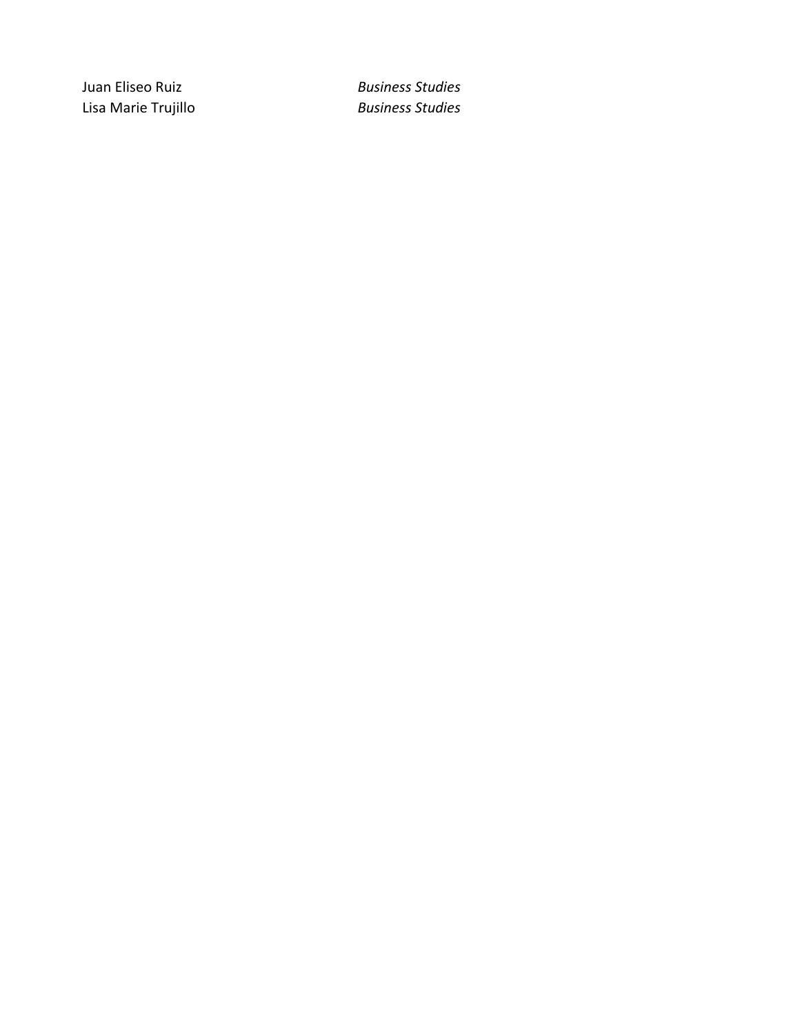| | |
|---|---|
| Juan Eliseo Ruiz | *Business Studies* |
| Lisa Marie Trujillo | *Business Studies* |